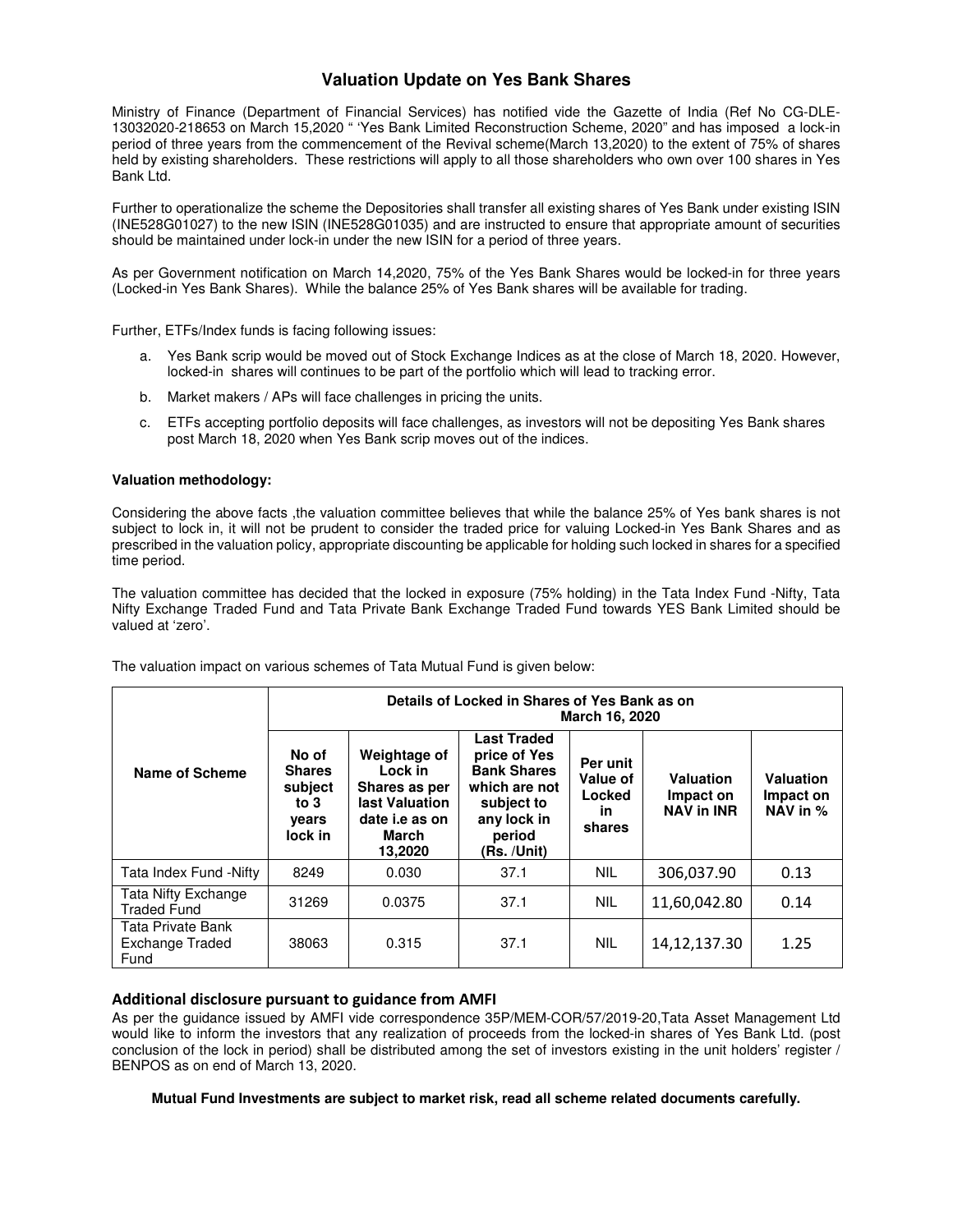# Valuation Update on Yes Bank Shares

Ministry of Finance (Department of Financial Services) has notified vide the Gazette of India (Ref No CG-DLE-13032020-218653 on March 15,2020 " 'Yes Bank Limited Reconstruction Scheme, 2020" and has imposed a lock-in period of three years from the commencement of the Revival scheme(March 13,2020) to the extent of 75% of shares held by existing shareholders. These restrictions will apply to all those shareholders who own over 100 shares in Yes Bank Ltd.

Further to operationalize the scheme the Depositories shall transfer all existing shares of Yes Bank under existing ISIN (INE528G01027) to the new ISIN (INE528G01035) and are instructed to ensure that appropriate amount of securities should be maintained under lock-in under the new ISIN for a period of three years.

As per Government notification on March 14,2020, 75% of the Yes Bank Shares would be locked-in for three years (Locked-in Yes Bank Shares). While the balance 25% of Yes Bank shares will be available for trading.

Further, ETFs/Index funds is facing following issues:

a. Yes Bank scrip would be moved out of Stock Exchange Indices as at the close of March 18, 2020. However, locked-in shares will continues to be part of the portfolio which will lead to tracking error.

b. Market makers / APs will face challenges in pricing the units.

c. ETFs accepting portfolio deposits will face challenges, as investors will not be depositing Yes Bank shares post March 18, 2020 when Yes Bank scrip moves out of the indices.

**Valuation methodology:**

Considering the above facts ,the valuation committee believes that while the balance 25% of Yes bank shares is not subject to lock in, it will not be prudent to consider the traded price for valuing Locked-in Yes Bank Shares and as prescribed in the valuation policy, appropriate discounting be applicable for holding such locked in shares for a specified time period.

The valuation committee has decided that the locked in exposure (75% holding) in the Tata Index Fund -Nifty, Tata Nifty Exchange Traded Fund and Tata Private Bank Exchange Traded Fund towards YES Bank Limited should be valued at 'zero'.

The valuation impact on various schemes of Tata Mutual Fund is given below:

| Name of Scheme | Details of Locked in Shares of Yes Bank as on March 16, 2020 | | | | | |
|---|---|---|---|---|---|---|
| | No of Shares subject to 3 years lock in | Weightage of Lock in Shares as per last Valuation date i.e as on March 13,2020 | Last Traded price of Yes Bank Shares which are not subject to any lock in period (Rs. /Unit) | Per unit Value of Locked in shares | Valuation Impact on NAV in INR | Valuation Impact on NAV in % |
| Tata Index Fund -Nifty | 8249 | 0.030 | 37.1 | NIL | 306,037.90 | 0.13 |
| Tata Nifty Exchange Traded Fund | 31269 | 0.0375 | 37.1 | NIL | 11,60,042.80 | 0.14 |
| Tata Private Bank Exchange Traded Fund | 38063 | 0.315 | 37.1 | NIL | 14,12,137.30 | 1.25 |

## Additional disclosure pursuant to guidance from AMFI

As per the guidance issued by AMFI vide correspondence 35P/MEM-COR/57/2019-20,Tata Asset Management Ltd would like to inform the investors that any realization of proceeds from the locked-in shares of Yes Bank Ltd. (post conclusion of the lock in period) shall be distributed among the set of investors existing in the unit holders' register / BENPOS as on end of March 13, 2020.

**Mutual Fund Investments are subject to market risk, read all scheme related documents carefully.**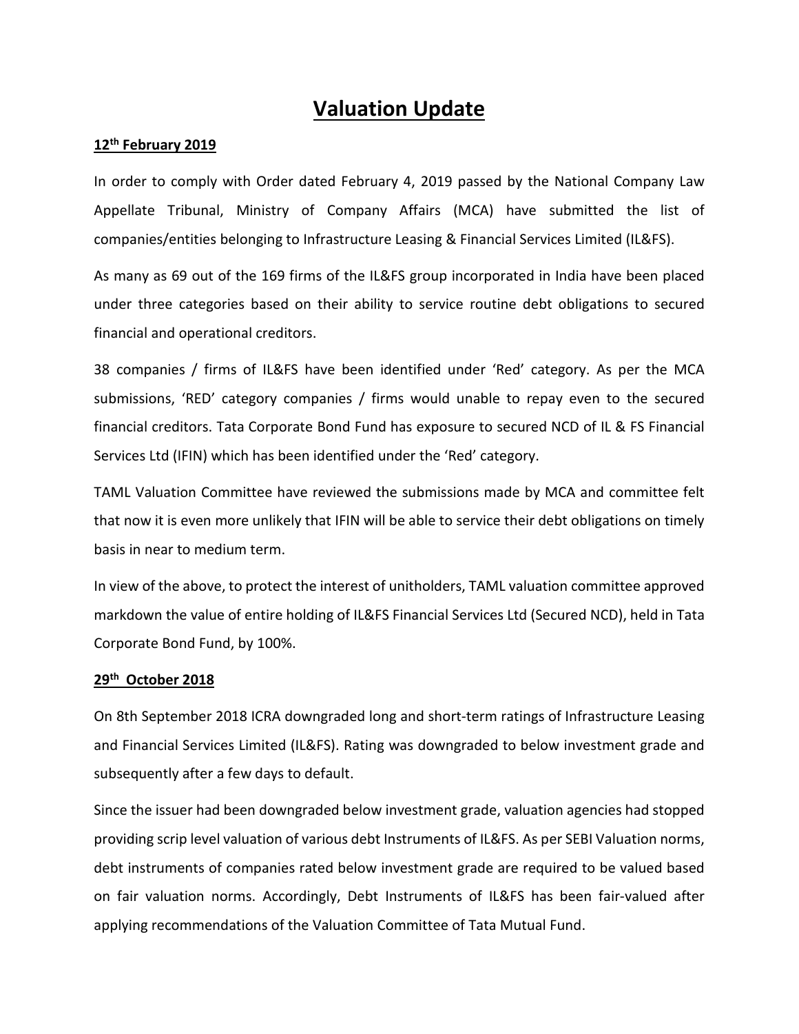# Valuation Update

**12th February 2019**

In order to comply with Order dated February 4, 2019 passed by the National Company Law Appellate Tribunal, Ministry of Company Affairs (MCA) have submitted the list of companies/entities belonging to Infrastructure Leasing & Financial Services Limited (IL&FS).

As many as 69 out of the 169 firms of the IL&FS group incorporated in India have been placed under three categories based on their ability to service routine debt obligations to secured financial and operational creditors.

38 companies / firms of IL&FS have been identified under 'Red' category. As per the MCA submissions, 'RED' category companies / firms would unable to repay even to the secured financial creditors. Tata Corporate Bond Fund has exposure to secured NCD of IL & FS Financial Services Ltd (IFIN) which has been identified under the 'Red' category.

TAML Valuation Committee have reviewed the submissions made by MCA and committee felt that now it is even more unlikely that IFIN will be able to service their debt obligations on timely basis in near to medium term.

In view of the above, to protect the interest of unitholders, TAML valuation committee approved markdown the value of entire holding of IL&FS Financial Services Ltd (Secured NCD), held in Tata Corporate Bond Fund, by 100%.

**29th October 2018**

On 8th September 2018 ICRA downgraded long and short-term ratings of Infrastructure Leasing and Financial Services Limited (IL&FS). Rating was downgraded to below investment grade and subsequently after a few days to default.

Since the issuer had been downgraded below investment grade, valuation agencies had stopped providing scrip level valuation of various debt Instruments of IL&FS. As per SEBI Valuation norms, debt instruments of companies rated below investment grade are required to be valued based on fair valuation norms. Accordingly, Debt Instruments of IL&FS has been fair-valued after applying recommendations of the Valuation Committee of Tata Mutual Fund.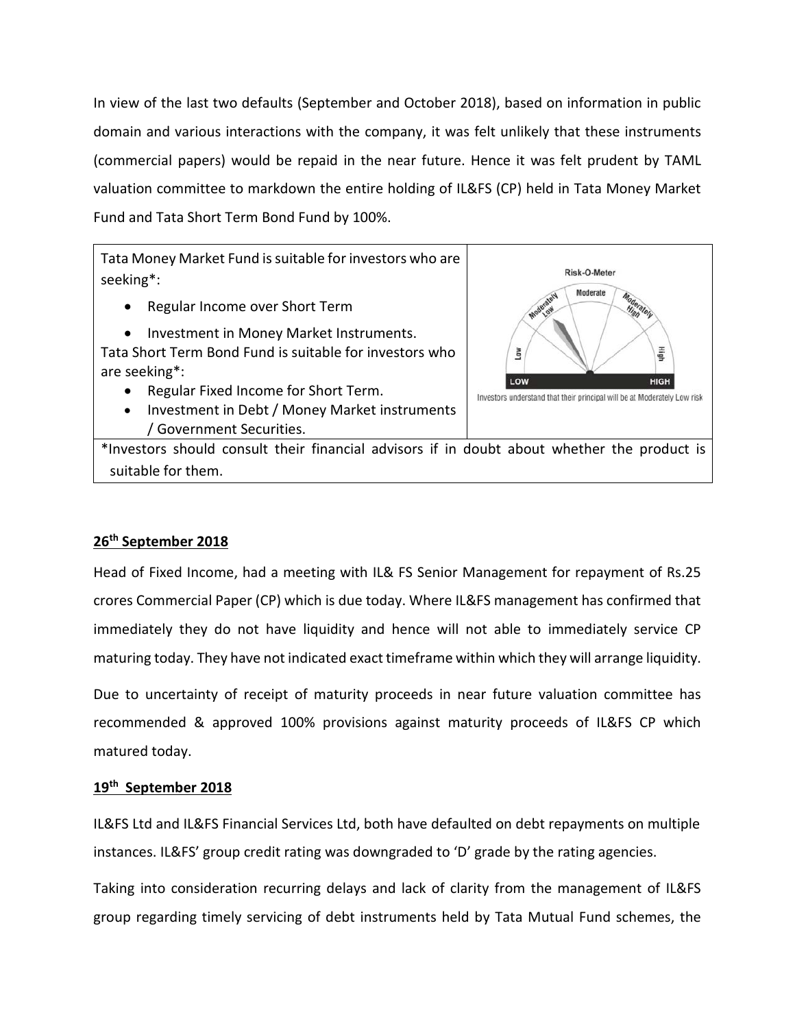In view of the last two defaults (September and October 2018), based on information in public domain and various interactions with the company, it was felt unlikely that these instruments (commercial papers) would be repaid in the near future. Hence it was felt prudent by TAML valuation committee to markdown the entire holding of IL&FS (CP) held in Tata Money Market Fund and Tata Short Term Bond Fund by 100%.

| Tata Money Market Fund is suitable for investors who are seeking*:<br>• Regular Income over Short Term<br>• Investment in Money Market Instruments.<br>Tata Short Term Bond Fund is suitable for investors who are seeking*:<br>• Regular Fixed Income for Short Term.<br>• Investment in Debt / Money Market instruments / Government Securities. | Risk-O-Meter<br>Investors understand that their principal will be at Moderately Low risk |
|---|---|
| *Investors should consult their financial advisors if in doubt about whether the product is suitable for them. | |

**26th September 2018**

Head of Fixed Income, had a meeting with IL& FS Senior Management for repayment of Rs.25 crores Commercial Paper (CP) which is due today. Where IL&FS management has confirmed that immediately they do not have liquidity and hence will not able to immediately service CP maturing today. They have not indicated exact timeframe within which they will arrange liquidity.

Due to uncertainty of receipt of maturity proceeds in near future valuation committee has recommended & approved 100% provisions against maturity proceeds of IL&FS CP which matured today.

**19th September 2018**

IL&FS Ltd and IL&FS Financial Services Ltd, both have defaulted on debt repayments on multiple instances. IL&FS' group credit rating was downgraded to 'D' grade by the rating agencies.

Taking into consideration recurring delays and lack of clarity from the management of IL&FS group regarding timely servicing of debt instruments held by Tata Mutual Fund schemes, the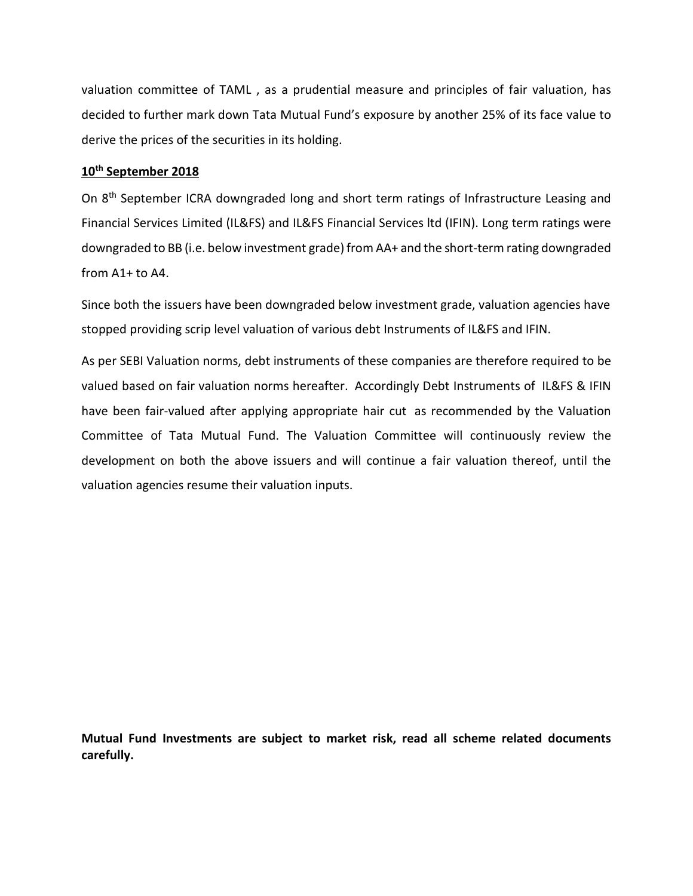valuation committee of TAML , as a prudential measure and principles of fair valuation, has decided to further mark down Tata Mutual Fund's exposure by another 25% of its face value to derive the prices of the securities in its holding.

**10th September 2018**

On 8th September ICRA downgraded long and short term ratings of Infrastructure Leasing and Financial Services Limited (IL&FS) and IL&FS Financial Services ltd (IFIN). Long term ratings were downgraded to BB (i.e. below investment grade) from AA+ and the short-term rating downgraded from A1+ to A4.

Since both the issuers have been downgraded below investment grade, valuation agencies have stopped providing scrip level valuation of various debt Instruments of IL&FS and IFIN.

As per SEBI Valuation norms, debt instruments of these companies are therefore required to be valued based on fair valuation norms hereafter. Accordingly Debt Instruments of IL&FS & IFIN have been fair-valued after applying appropriate hair cut as recommended by the Valuation Committee of Tata Mutual Fund. The Valuation Committee will continuously review the development on both the above issuers and will continue a fair valuation thereof, until the valuation agencies resume their valuation inputs.

**Mutual Fund Investments are subject to market risk, read all scheme related documents carefully.**